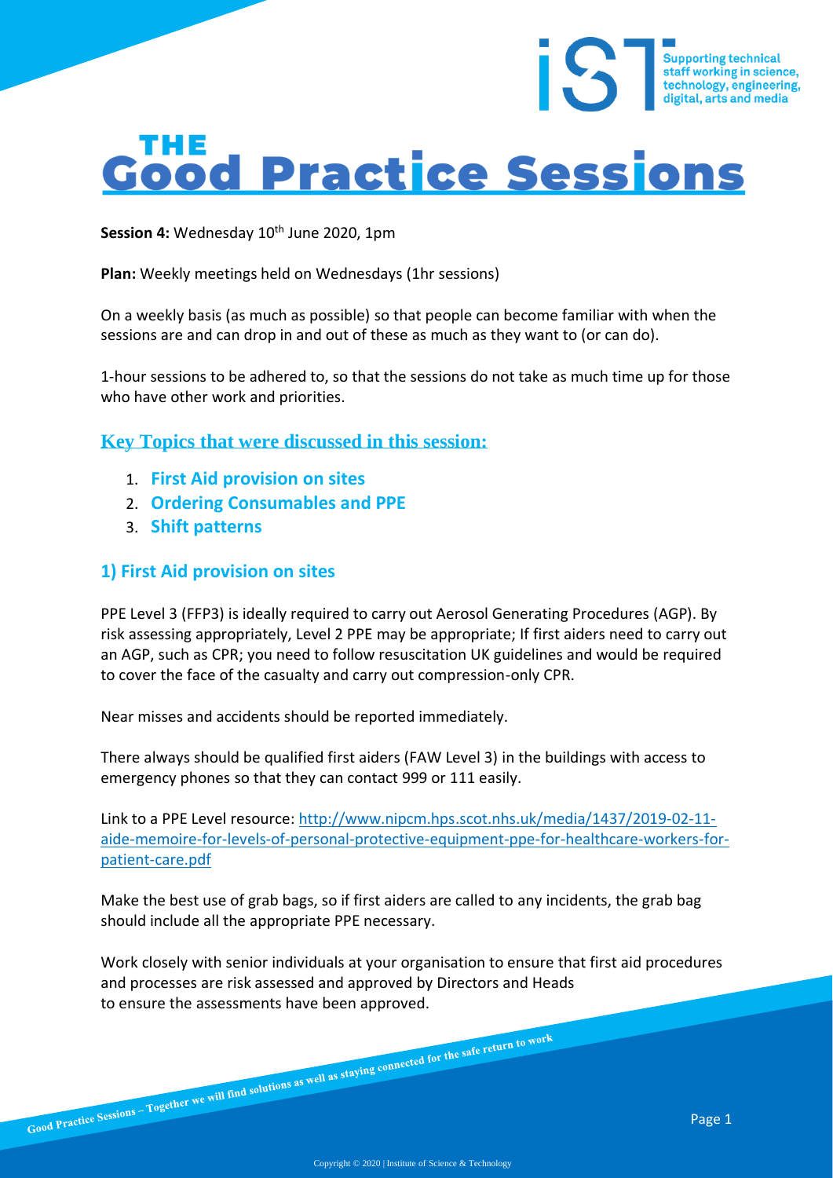# THE Good Practice Sessions

**Session 4:** Wednesday 10th June 2020, 1pm

**Plan:** Weekly meetings held on Wednesdays (1hr sessions)

On a weekly basis (as much as possible) so that people can become familiar with when the sessions are and can drop in and out of these as much as they want to (or can do).

1-hour sessions to be adhered to, so that the sessions do not take as much time up for those who have other work and priorities.

## Key Topics that were discussed in this session:

1. **First Aid provision on sites**
2. **Ordering Consumables and PPE**
3. **Shift patterns**

## 1) First Aid provision on sites

PPE Level 3 (FFP3) is ideally required to carry out Aerosol Generating Procedures (AGP). By risk assessing appropriately, Level 2 PPE may be appropriate; If first aiders need to carry out an AGP, such as CPR; you need to follow resuscitation UK guidelines and would be required to cover the face of the casualty and carry out compression-only CPR.

Near misses and accidents should be reported immediately.

There always should be qualified first aiders (FAW Level 3) in the buildings with access to emergency phones so that they can contact 999 or 111 easily.

Link to a PPE Level resource: http://www.nipcm.hps.scot.nhs.uk/media/1437/2019-02-11-aide-memoire-for-levels-of-personal-protective-equipment-ppe-for-healthcare-workers-for-patient-care.pdf

Make the best use of grab bags, so if first aiders are called to any incidents, the grab bag should include all the appropriate PPE necessary.

Work closely with senior individuals at your organisation to ensure that first aid procedures and processes are risk assessed and approved by Directors and Heads to ensure the assessments have been approved.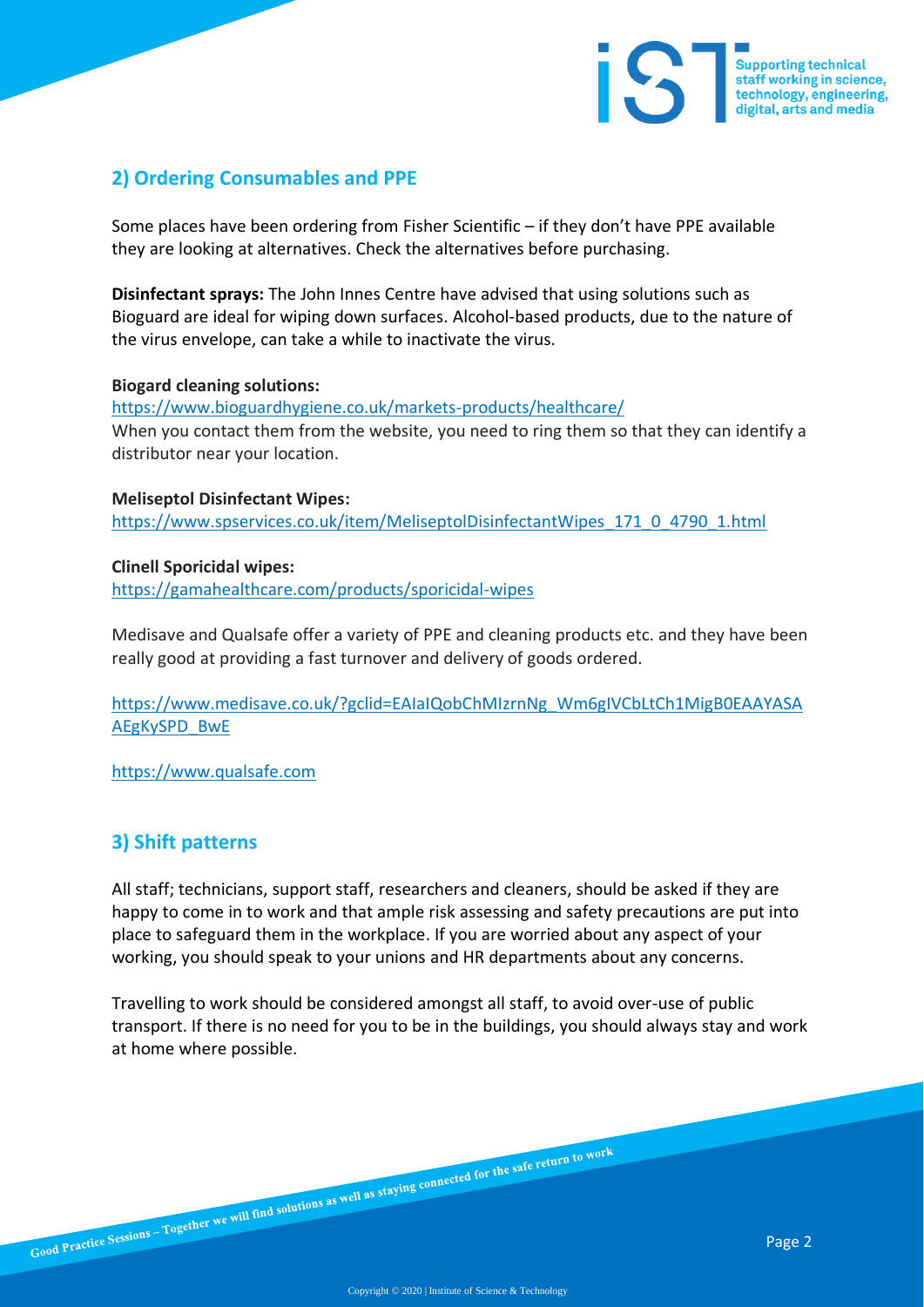## 2) Ordering Consumables and PPE

Some places have been ordering from Fisher Scientific – if they don't have PPE available they are looking at alternatives. Check the alternatives before purchasing.

**Disinfectant sprays:** The John Innes Centre have advised that using solutions such as Bioguard are ideal for wiping down surfaces. Alcohol-based products, due to the nature of the virus envelope, can take a while to inactivate the virus.

**Biogard cleaning solutions:**
https://www.bioguardhygiene.co.uk/markets-products/healthcare/
When you contact them from the website, you need to ring them so that they can identify a distributor near your location.

**Meliseptol Disinfectant Wipes:**
https://www.spservices.co.uk/item/MeliseptolDisinfectantWipes_171_0_4790_1.html

**Clinell Sporicidal wipes:**
https://gamahealthcare.com/products/sporicidal-wipes

Medisave and Qualsafe offer a variety of PPE and cleaning products etc. and they have been really good at providing a fast turnover and delivery of goods ordered.

https://www.medisave.co.uk/?gclid=EAIaIQobChMIzrnNg_Wm6gIVCbLtCh1MigB0EAAYASAAEgKySPD_BwE

https://www.qualsafe.com

## 3) Shift patterns

All staff; technicians, support staff, researchers and cleaners, should be asked if they are happy to come in to work and that ample risk assessing and safety precautions are put into place to safeguard them in the workplace. If you are worried about any aspect of your working, you should speak to your unions and HR departments about any concerns.

Travelling to work should be considered amongst all staff, to avoid over-use of public transport. If there is no need for you to be in the buildings, you should always stay and work at home where possible.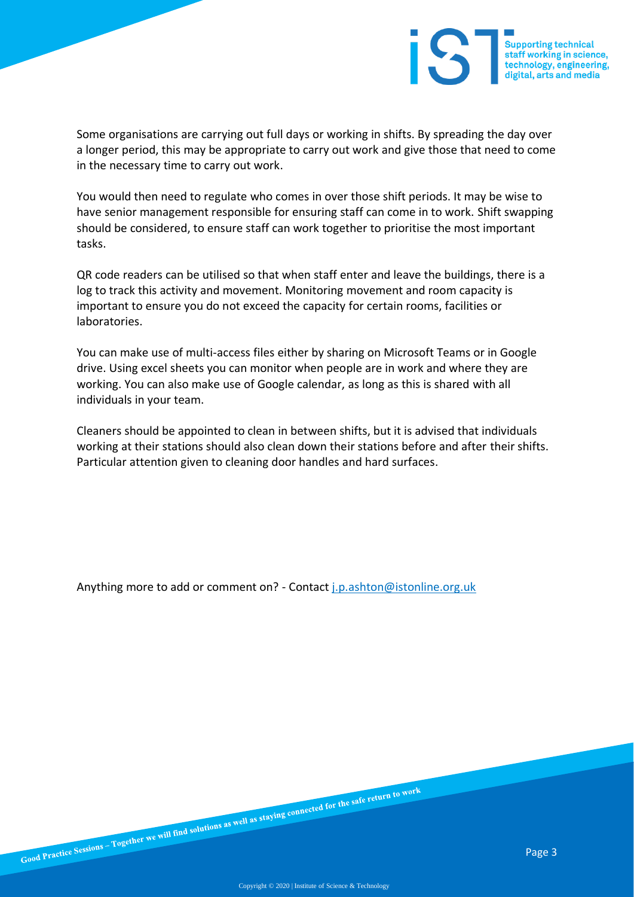Some organisations are carrying out full days or working in shifts. By spreading the day over a longer period, this may be appropriate to carry out work and give those that need to come in the necessary time to carry out work.

You would then need to regulate who comes in over those shift periods. It may be wise to have senior management responsible for ensuring staff can come in to work. Shift swapping should be considered, to ensure staff can work together to prioritise the most important tasks.

QR code readers can be utilised so that when staff enter and leave the buildings, there is a log to track this activity and movement. Monitoring movement and room capacity is important to ensure you do not exceed the capacity for certain rooms, facilities or laboratories.

You can make use of multi-access files either by sharing on Microsoft Teams or in Google drive. Using excel sheets you can monitor when people are in work and where they are working. You can also make use of Google calendar, as long as this is shared with all individuals in your team.

Cleaners should be appointed to clean in between shifts, but it is advised that individuals working at their stations should also clean down their stations before and after their shifts. Particular attention given to cleaning door handles and hard surfaces.

Anything more to add or comment on? - Contact [j.p.ashton@istonline.org.uk](mailto:j.p.ashton@istonline.org.uk)